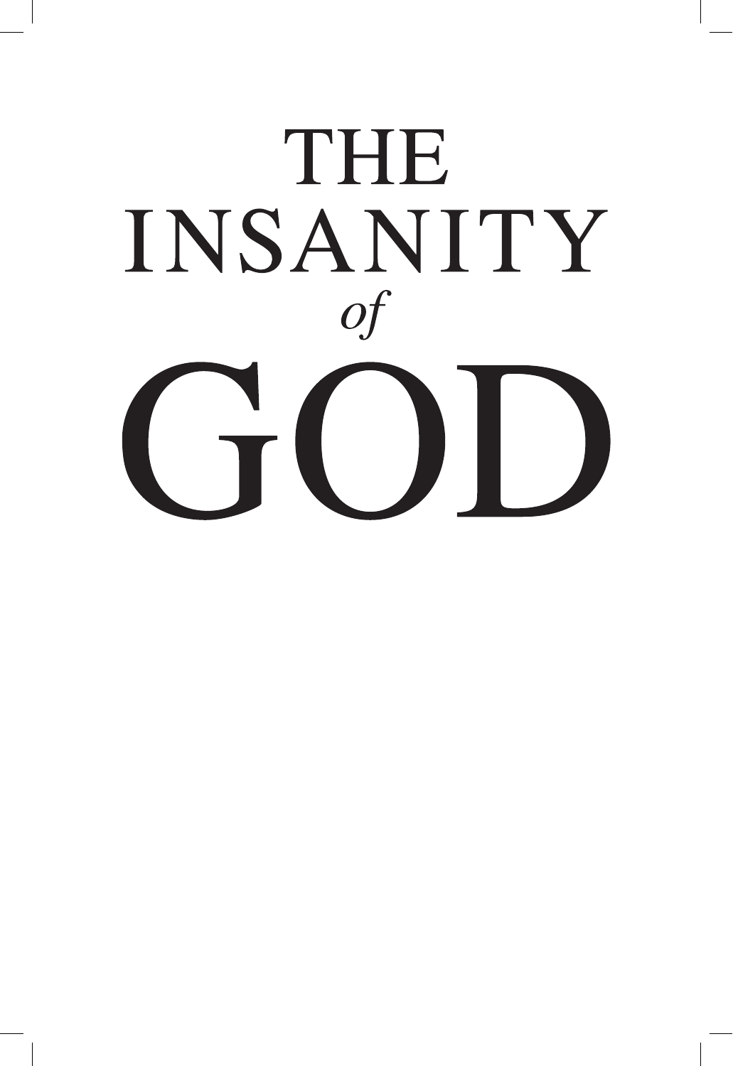# THE INSANITY *of* GOD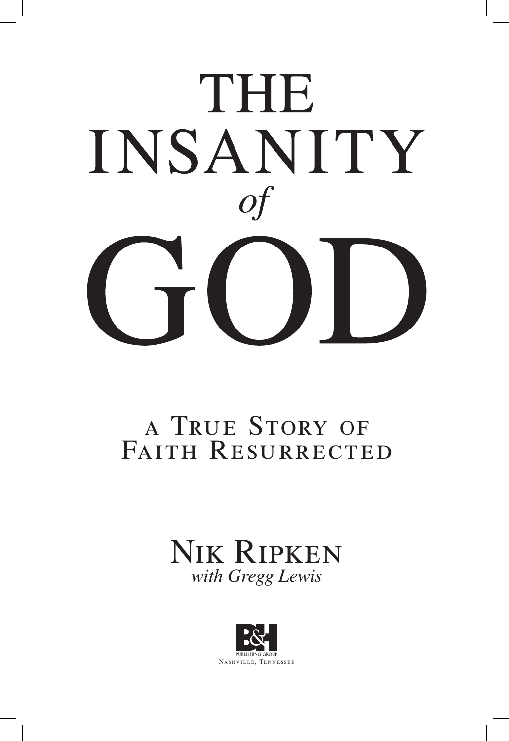# THE INSANITY *of* GOD

## A True Story of Faith Resurrected

**Nik Ripken**
*with Gregg Lewis*

B&H Publishing Group
Nashville, Tennessee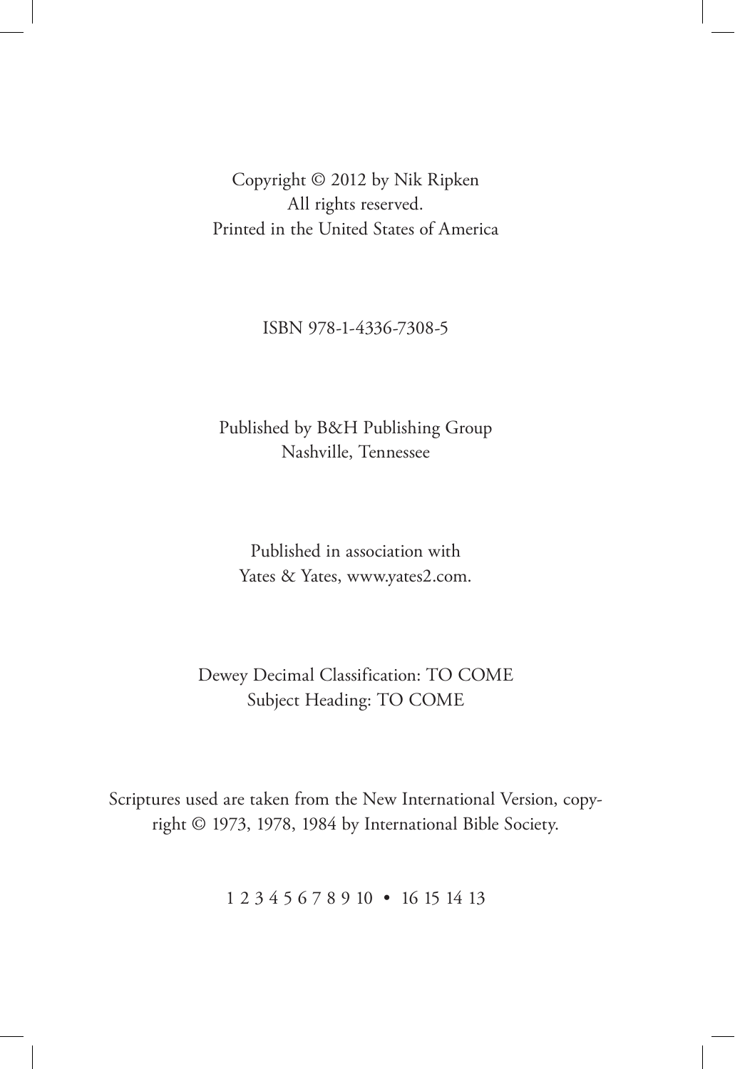Copyright © 2012 by Nik Ripken
All rights reserved.
Printed in the United States of America

ISBN 978-1-4336-7308-5

Published by B&H Publishing Group
Nashville, Tennessee

Published in association with
Yates & Yates, www.yates2.com.

Dewey Decimal Classification: TO COME
Subject Heading: TO COME

Scriptures used are taken from the New International Version, copyright © 1973, 1978, 1984 by International Bible Society.

1 2 3 4 5 6 7 8 9 10 • 16 15 14 13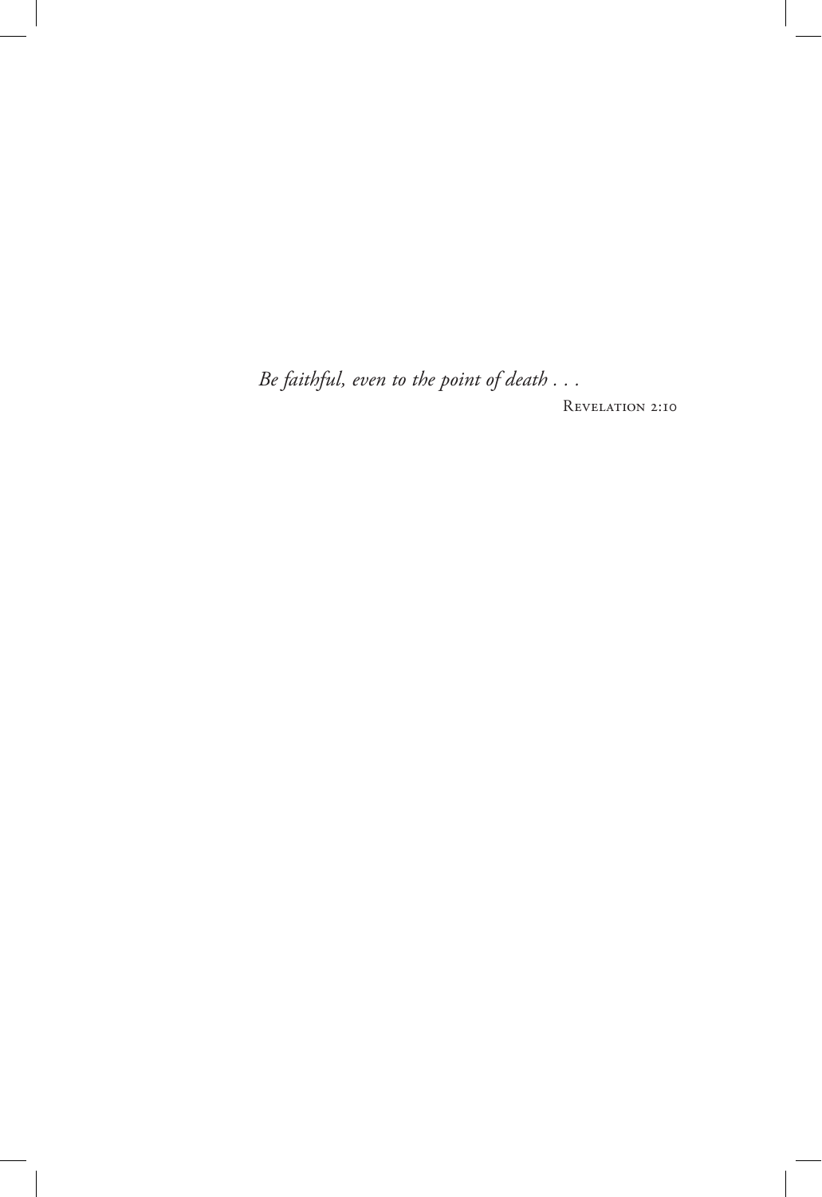*Be faithful, even to the point of death . . .*

Revelation 2:10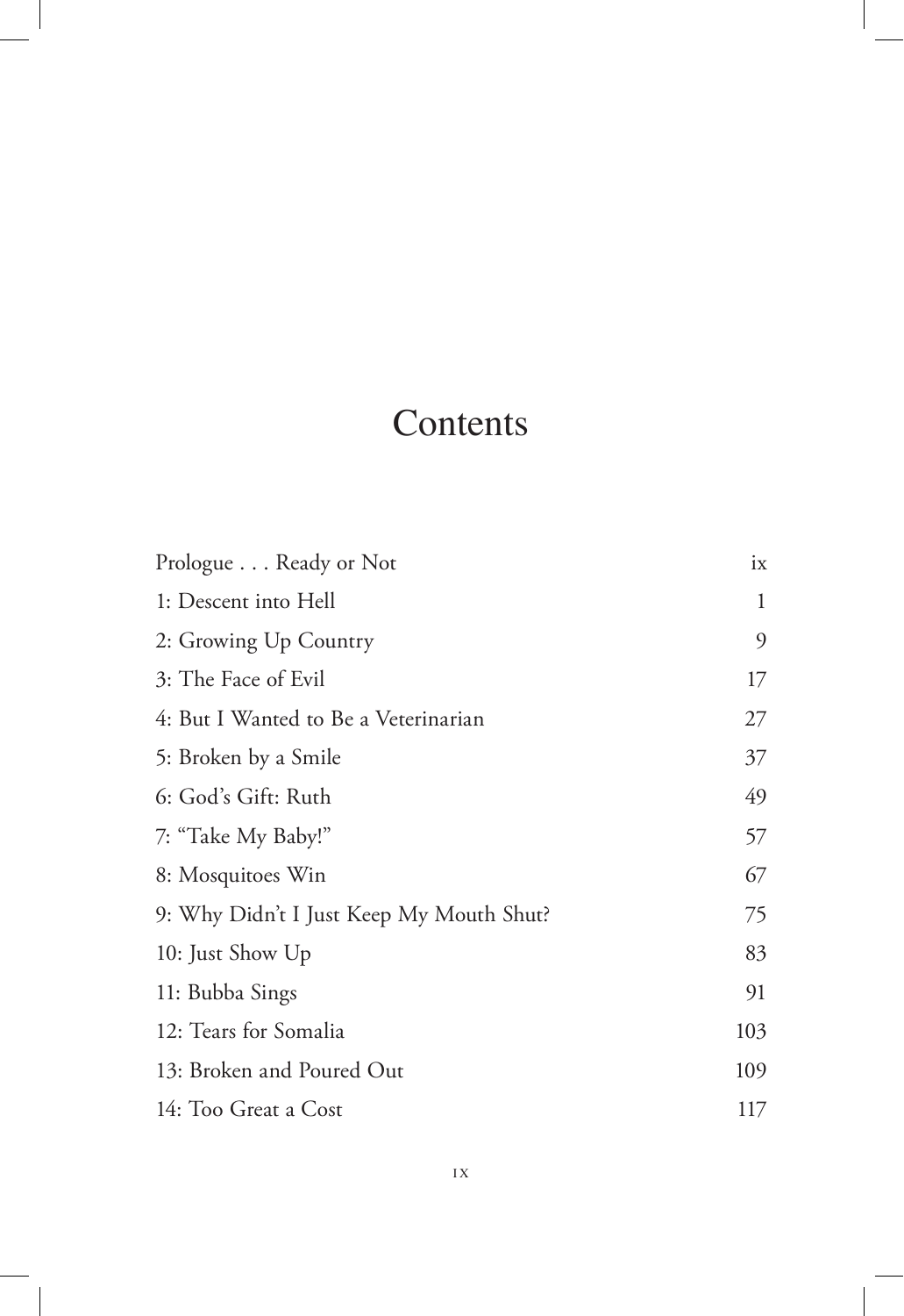# Contents

| | |
|---|---|
| Prologue . . . Ready or Not | ix |
| 1: Descent into Hell | 1 |
| 2: Growing Up Country | 9 |
| 3: The Face of Evil | 17 |
| 4: But I Wanted to Be a Veterinarian | 27 |
| 5: Broken by a Smile | 37 |
| 6: God's Gift: Ruth | 49 |
| 7: "Take My Baby!" | 57 |
| 8: Mosquitoes Win | 67 |
| 9: Why Didn't I Just Keep My Mouth Shut? | 75 |
| 10: Just Show Up | 83 |
| 11: Bubba Sings | 91 |
| 12: Tears for Somalia | 103 |
| 13: Broken and Poured Out | 109 |
| 14: Too Great a Cost | 117 |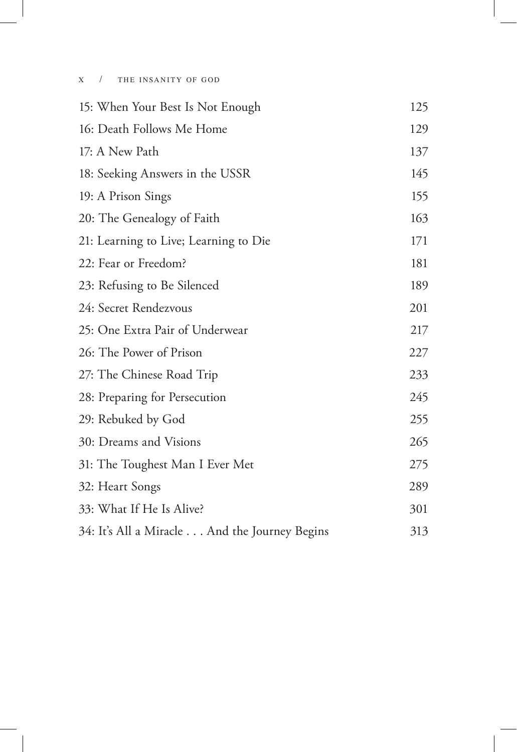| | |
|---|---|
| 15: When Your Best Is Not Enough | 125 |
| 16: Death Follows Me Home | 129 |
| 17: A New Path | 137 |
| 18: Seeking Answers in the USSR | 145 |
| 19: A Prison Sings | 155 |
| 20: The Genealogy of Faith | 163 |
| 21: Learning to Live; Learning to Die | 171 |
| 22: Fear or Freedom? | 181 |
| 23: Refusing to Be Silenced | 189 |
| 24: Secret Rendezvous | 201 |
| 25: One Extra Pair of Underwear | 217 |
| 26: The Power of Prison | 227 |
| 27: The Chinese Road Trip | 233 |
| 28: Preparing for Persecution | 245 |
| 29: Rebuked by God | 255 |
| 30: Dreams and Visions | 265 |
| 31: The Toughest Man I Ever Met | 275 |
| 32: Heart Songs | 289 |
| 33: What If He Is Alive? | 301 |
| 34: It's All a Miracle . . . And the Journey Begins | 313 |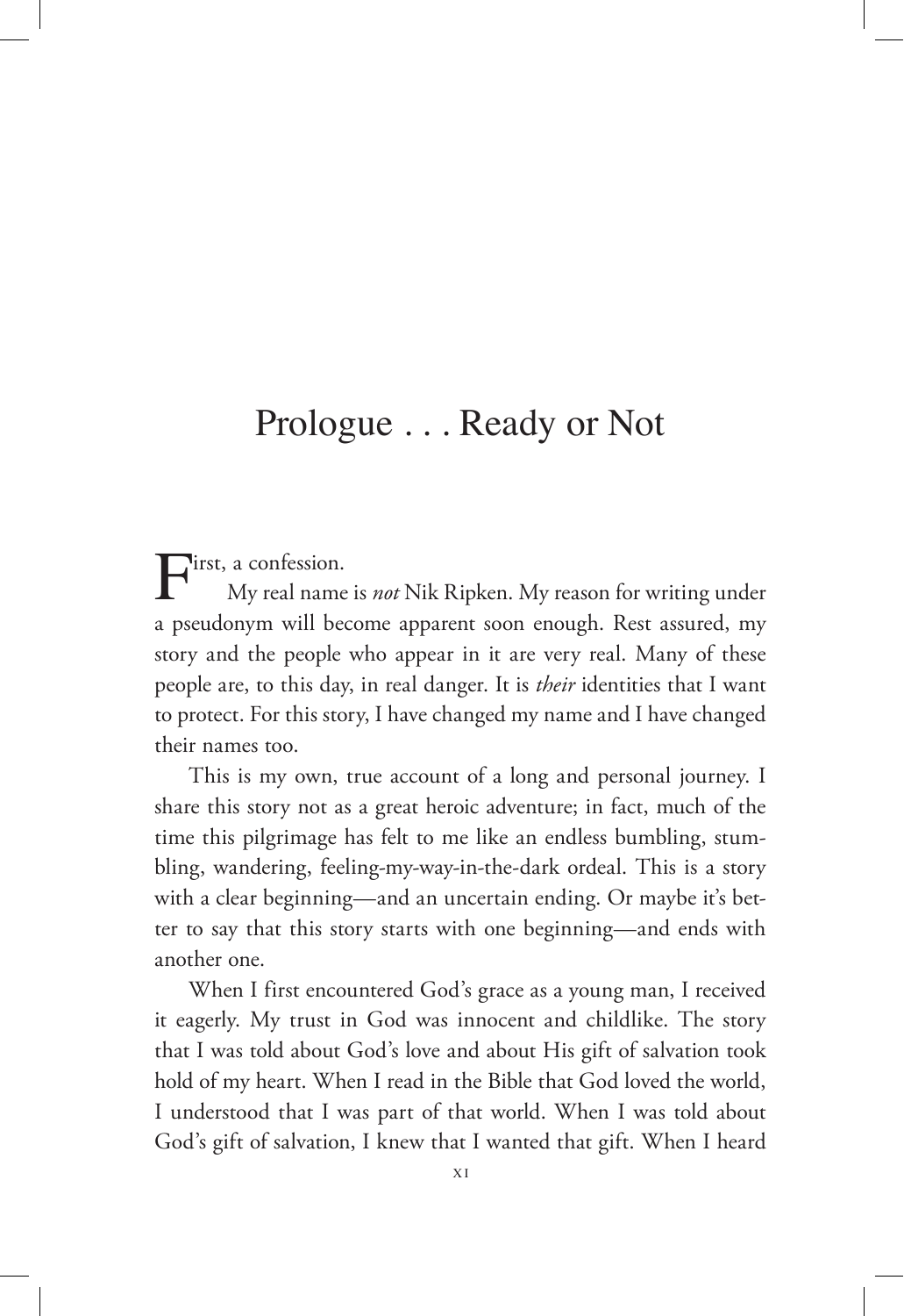# Prologue . . . Ready or Not

First, a confession.

My real name is *not* Nik Ripken. My reason for writing under a pseudonym will become apparent soon enough. Rest assured, my story and the people who appear in it are very real. Many of these people are, to this day, in real danger. It is *their* identities that I want to protect. For this story, I have changed my name and I have changed their names too.

This is my own, true account of a long and personal journey. I share this story not as a great heroic adventure; in fact, much of the time this pilgrimage has felt to me like an endless bumbling, stumbling, wandering, feeling-my-way-in-the-dark ordeal. This is a story with a clear beginning—and an uncertain ending. Or maybe it's better to say that this story starts with one beginning—and ends with another one.

When I first encountered God's grace as a young man, I received it eagerly. My trust in God was innocent and childlike. The story that I was told about God's love and about His gift of salvation took hold of my heart. When I read in the Bible that God loved the world, I understood that I was part of that world. When I was told about God's gift of salvation, I knew that I wanted that gift. When I heard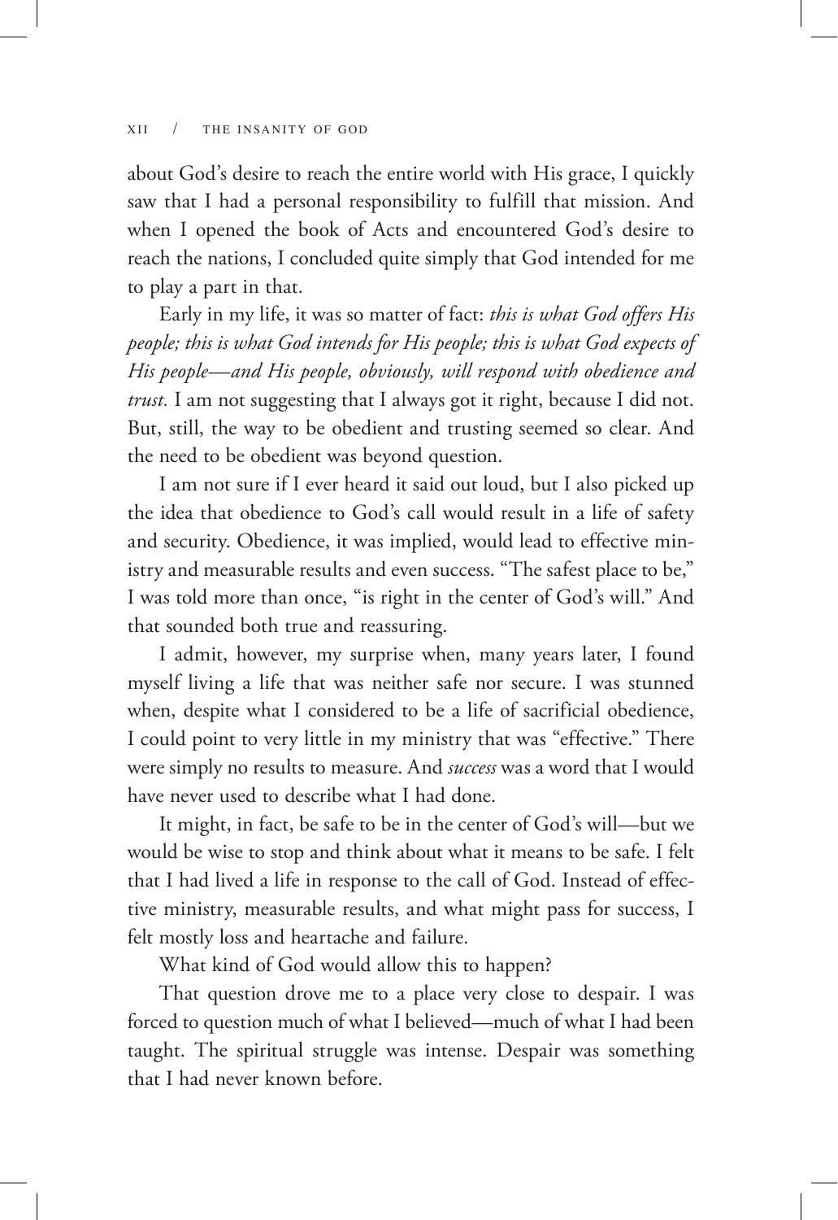about God's desire to reach the entire world with His grace, I quickly saw that I had a personal responsibility to fulfill that mission. And when I opened the book of Acts and encountered God's desire to reach the nations, I concluded quite simply that God intended for me to play a part in that.

Early in my life, it was so matter of fact: *this is what God offers His people; this is what God intends for His people; this is what God expects of His people—and His people, obviously, will respond with obedience and trust.* I am not suggesting that I always got it right, because I did not. But, still, the way to be obedient and trusting seemed so clear. And the need to be obedient was beyond question.

I am not sure if I ever heard it said out loud, but I also picked up the idea that obedience to God's call would result in a life of safety and security. Obedience, it was implied, would lead to effective ministry and measurable results and even success. "The safest place to be," I was told more than once, "is right in the center of God's will." And that sounded both true and reassuring.

I admit, however, my surprise when, many years later, I found myself living a life that was neither safe nor secure. I was stunned when, despite what I considered to be a life of sacrificial obedience, I could point to very little in my ministry that was "effective." There were simply no results to measure. And *success* was a word that I would have never used to describe what I had done.

It might, in fact, be safe to be in the center of God's will—but we would be wise to stop and think about what it means to be safe. I felt that I had lived a life in response to the call of God. Instead of effective ministry, measurable results, and what might pass for success, I felt mostly loss and heartache and failure.

What kind of God would allow this to happen?

That question drove me to a place very close to despair. I was forced to question much of what I believed—much of what I had been taught. The spiritual struggle was intense. Despair was something that I had never known before.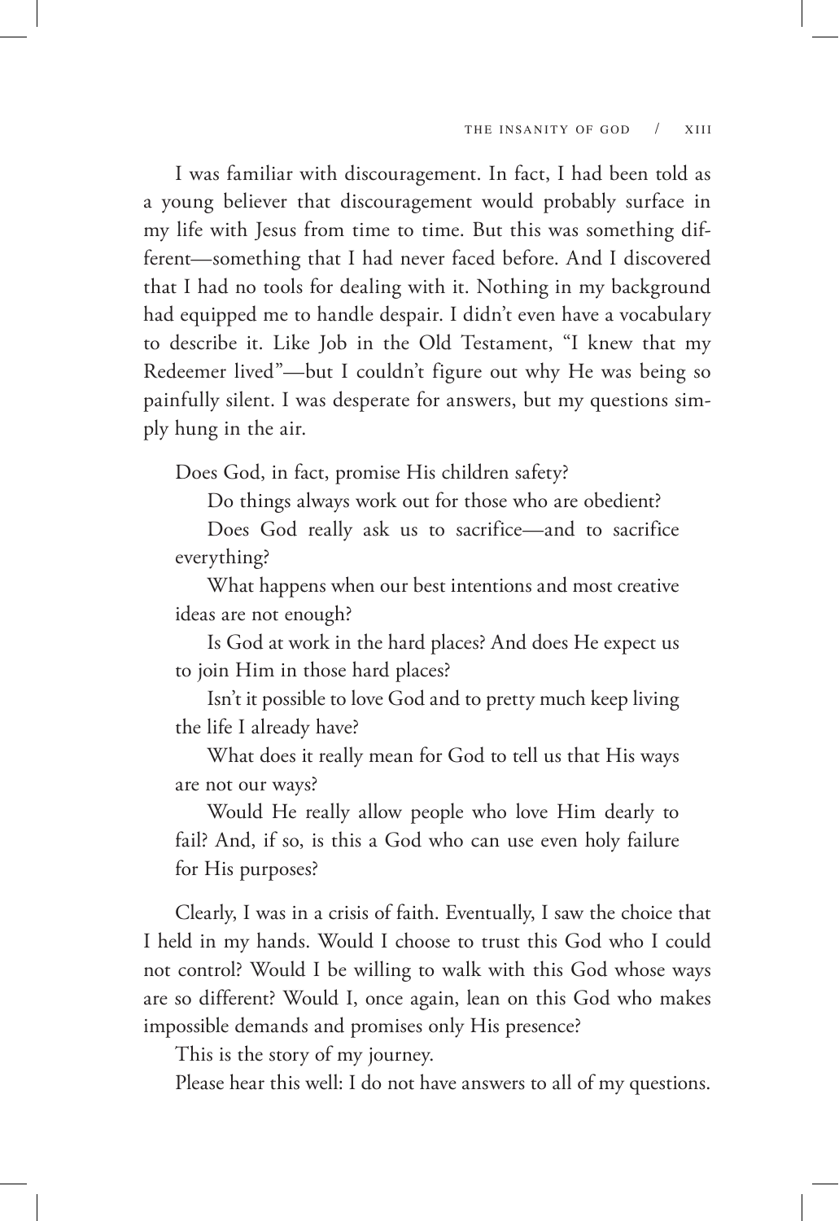I was familiar with discouragement. In fact, I had been told as a young believer that discouragement would probably surface in my life with Jesus from time to time. But this was something different—something that I had never faced before. And I discovered that I had no tools for dealing with it. Nothing in my background had equipped me to handle despair. I didn't even have a vocabulary to describe it. Like Job in the Old Testament, "I knew that my Redeemer lived"—but I couldn't figure out why He was being so painfully silent. I was desperate for answers, but my questions simply hung in the air.

Does God, in fact, promise His children safety?

Do things always work out for those who are obedient?

Does God really ask us to sacrifice—and to sacrifice everything?

What happens when our best intentions and most creative ideas are not enough?

Is God at work in the hard places? And does He expect us to join Him in those hard places?

Isn't it possible to love God and to pretty much keep living the life I already have?

What does it really mean for God to tell us that His ways are not our ways?

Would He really allow people who love Him dearly to fail? And, if so, is this a God who can use even holy failure for His purposes?

Clearly, I was in a crisis of faith. Eventually, I saw the choice that I held in my hands. Would I choose to trust this God who I could not control? Would I be willing to walk with this God whose ways are so different? Would I, once again, lean on this God who makes impossible demands and promises only His presence?

This is the story of my journey.

Please hear this well: I do not have answers to all of my questions.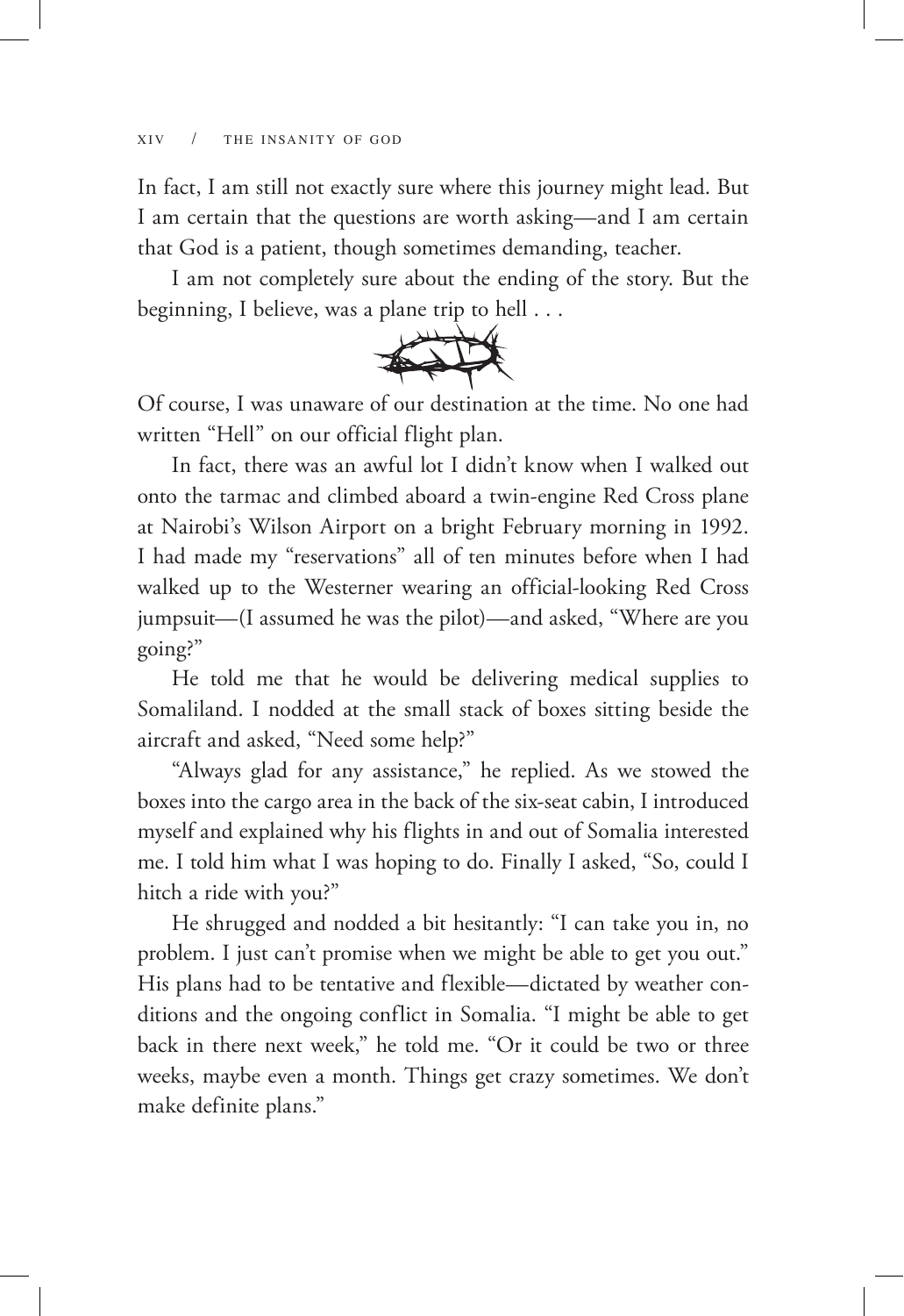In fact, I am still not exactly sure where this journey might lead. But I am certain that the questions are worth asking—and I am certain that God is a patient, though sometimes demanding, teacher.

I am not completely sure about the ending of the story. But the beginning, I believe, was a plane trip to hell . . .

Of course, I was unaware of our destination at the time. No one had written "Hell" on our official flight plan.

In fact, there was an awful lot I didn't know when I walked out onto the tarmac and climbed aboard a twin-engine Red Cross plane at Nairobi's Wilson Airport on a bright February morning in 1992. I had made my "reservations" all of ten minutes before when I had walked up to the Westerner wearing an official-looking Red Cross jumpsuit—(I assumed he was the pilot)—and asked, "Where are you going?"

He told me that he would be delivering medical supplies to Somaliland. I nodded at the small stack of boxes sitting beside the aircraft and asked, "Need some help?"

"Always glad for any assistance," he replied. As we stowed the boxes into the cargo area in the back of the six-seat cabin, I introduced myself and explained why his flights in and out of Somalia interested me. I told him what I was hoping to do. Finally I asked, "So, could I hitch a ride with you?"

He shrugged and nodded a bit hesitantly: "I can take you in, no problem. I just can't promise when we might be able to get you out." His plans had to be tentative and flexible—dictated by weather conditions and the ongoing conflict in Somalia. "I might be able to get back in there next week," he told me. "Or it could be two or three weeks, maybe even a month. Things get crazy sometimes. We don't make definite plans."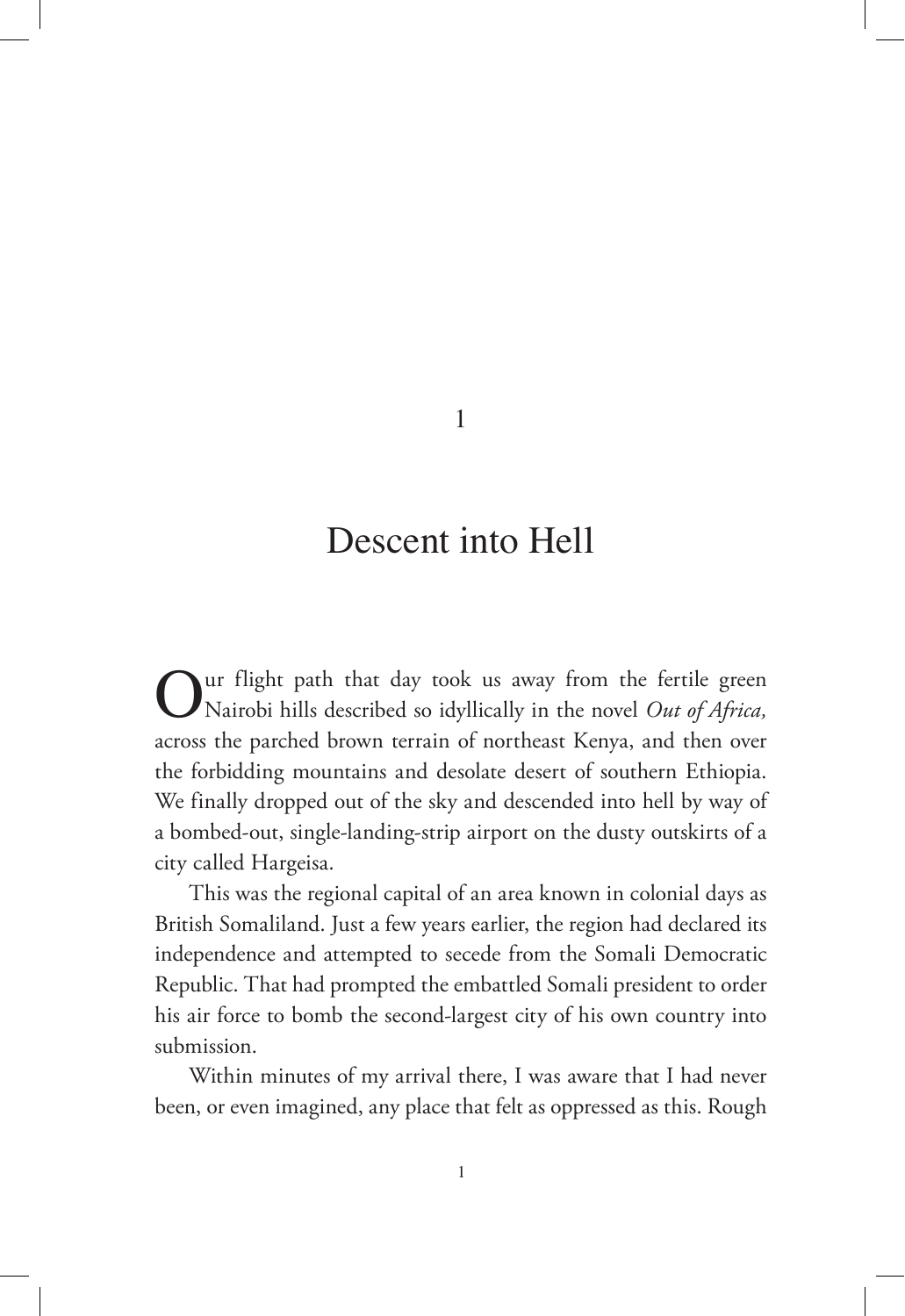# 1

# Descent into Hell

Our flight path that day took us away from the fertile green Nairobi hills described so idyllically in the novel *Out of Africa,* across the parched brown terrain of northeast Kenya, and then over the forbidding mountains and desolate desert of southern Ethiopia. We finally dropped out of the sky and descended into hell by way of a bombed-out, single-landing-strip airport on the dusty outskirts of a city called Hargeisa.

This was the regional capital of an area known in colonial days as British Somaliland. Just a few years earlier, the region had declared its independence and attempted to secede from the Somali Democratic Republic. That had prompted the embattled Somali president to order his air force to bomb the second-largest city of his own country into submission.

Within minutes of my arrival there, I was aware that I had never been, or even imagined, any place that felt as oppressed as this. Rough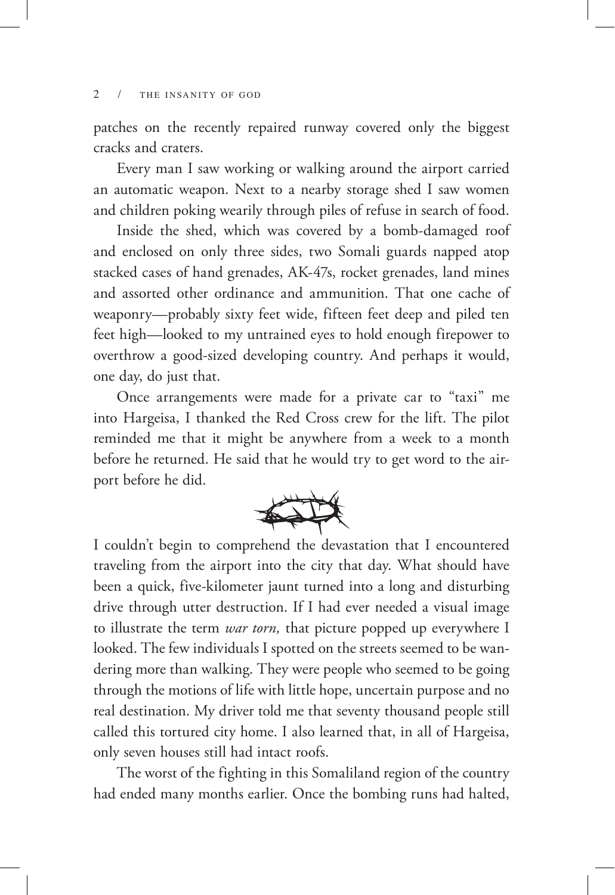patches on the recently repaired runway covered only the biggest cracks and craters.

Every man I saw working or walking around the airport carried an automatic weapon. Next to a nearby storage shed I saw women and children poking wearily through piles of refuse in search of food.

Inside the shed, which was covered by a bomb-damaged roof and enclosed on only three sides, two Somali guards napped atop stacked cases of hand grenades, AK-47s, rocket grenades, land mines and assorted other ordinance and ammunition. That one cache of weaponry—probably sixty feet wide, fifteen feet deep and piled ten feet high—looked to my untrained eyes to hold enough firepower to overthrow a good-sized developing country. And perhaps it would, one day, do just that.

Once arrangements were made for a private car to "taxi" me into Hargeisa, I thanked the Red Cross crew for the lift. The pilot reminded me that it might be anywhere from a week to a month before he returned. He said that he would try to get word to the airport before he did.

I couldn't begin to comprehend the devastation that I encountered traveling from the airport into the city that day. What should have been a quick, five-kilometer jaunt turned into a long and disturbing drive through utter destruction. If I had ever needed a visual image to illustrate the term *war torn,* that picture popped up everywhere I looked. The few individuals I spotted on the streets seemed to be wandering more than walking. They were people who seemed to be going through the motions of life with little hope, uncertain purpose and no real destination. My driver told me that seventy thousand people still called this tortured city home. I also learned that, in all of Hargeisa, only seven houses still had intact roofs.

The worst of the fighting in this Somaliland region of the country had ended many months earlier. Once the bombing runs had halted,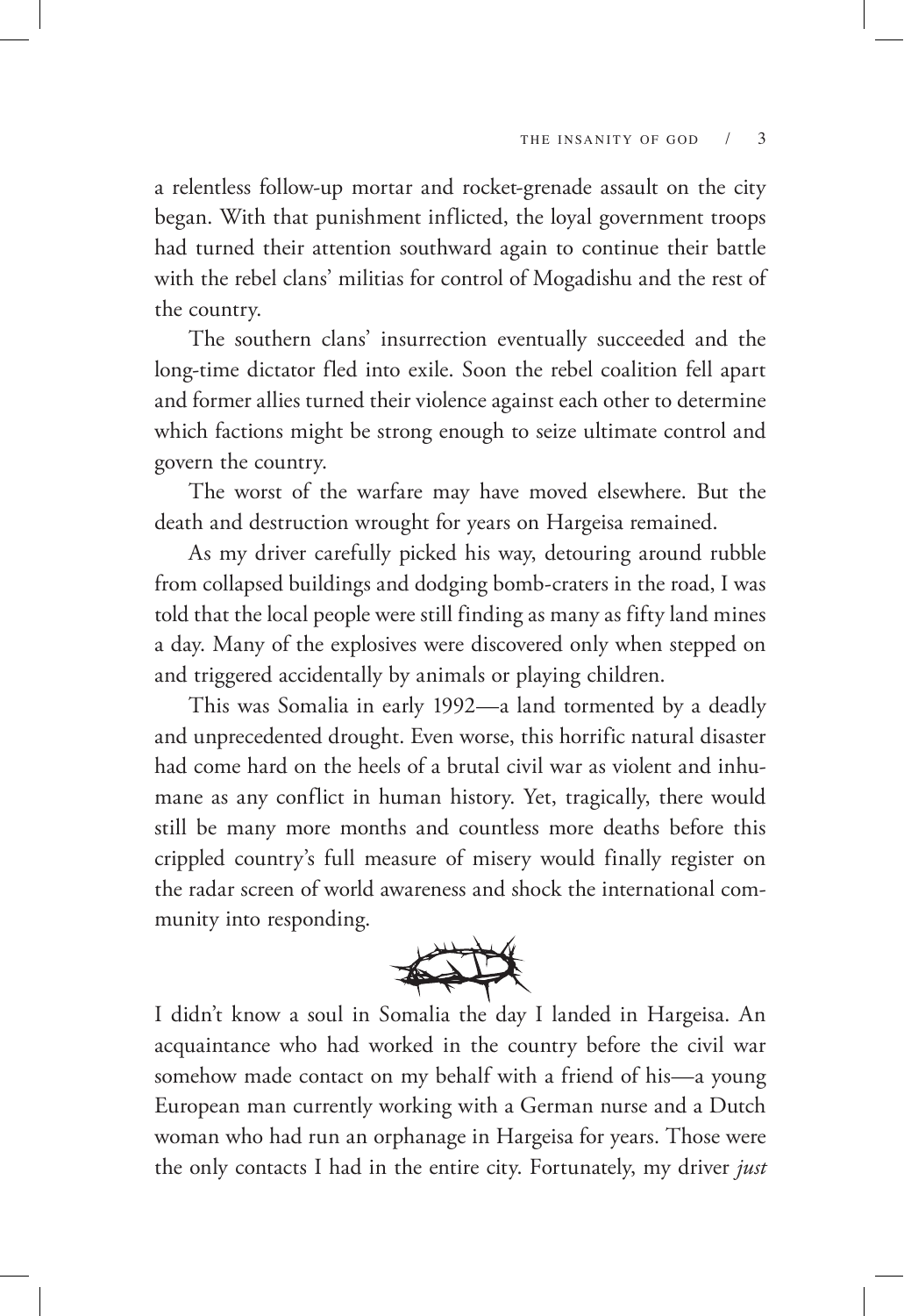a relentless follow-up mortar and rocket-grenade assault on the city began. With that punishment inflicted, the loyal government troops had turned their attention southward again to continue their battle with the rebel clans' militias for control of Mogadishu and the rest of the country.

The southern clans' insurrection eventually succeeded and the long-time dictator fled into exile. Soon the rebel coalition fell apart and former allies turned their violence against each other to determine which factions might be strong enough to seize ultimate control and govern the country.

The worst of the warfare may have moved elsewhere. But the death and destruction wrought for years on Hargeisa remained.

As my driver carefully picked his way, detouring around rubble from collapsed buildings and dodging bomb-craters in the road, I was told that the local people were still finding as many as fifty land mines a day. Many of the explosives were discovered only when stepped on and triggered accidentally by animals or playing children.

This was Somalia in early 1992—a land tormented by a deadly and unprecedented drought. Even worse, this horrific natural disaster had come hard on the heels of a brutal civil war as violent and inhumane as any conflict in human history. Yet, tragically, there would still be many more months and countless more deaths before this crippled country's full measure of misery would finally register on the radar screen of world awareness and shock the international community into responding.

I didn't know a soul in Somalia the day I landed in Hargeisa. An acquaintance who had worked in the country before the civil war somehow made contact on my behalf with a friend of his—a young European man currently working with a German nurse and a Dutch woman who had run an orphanage in Hargeisa for years. Those were the only contacts I had in the entire city. Fortunately, my driver *just*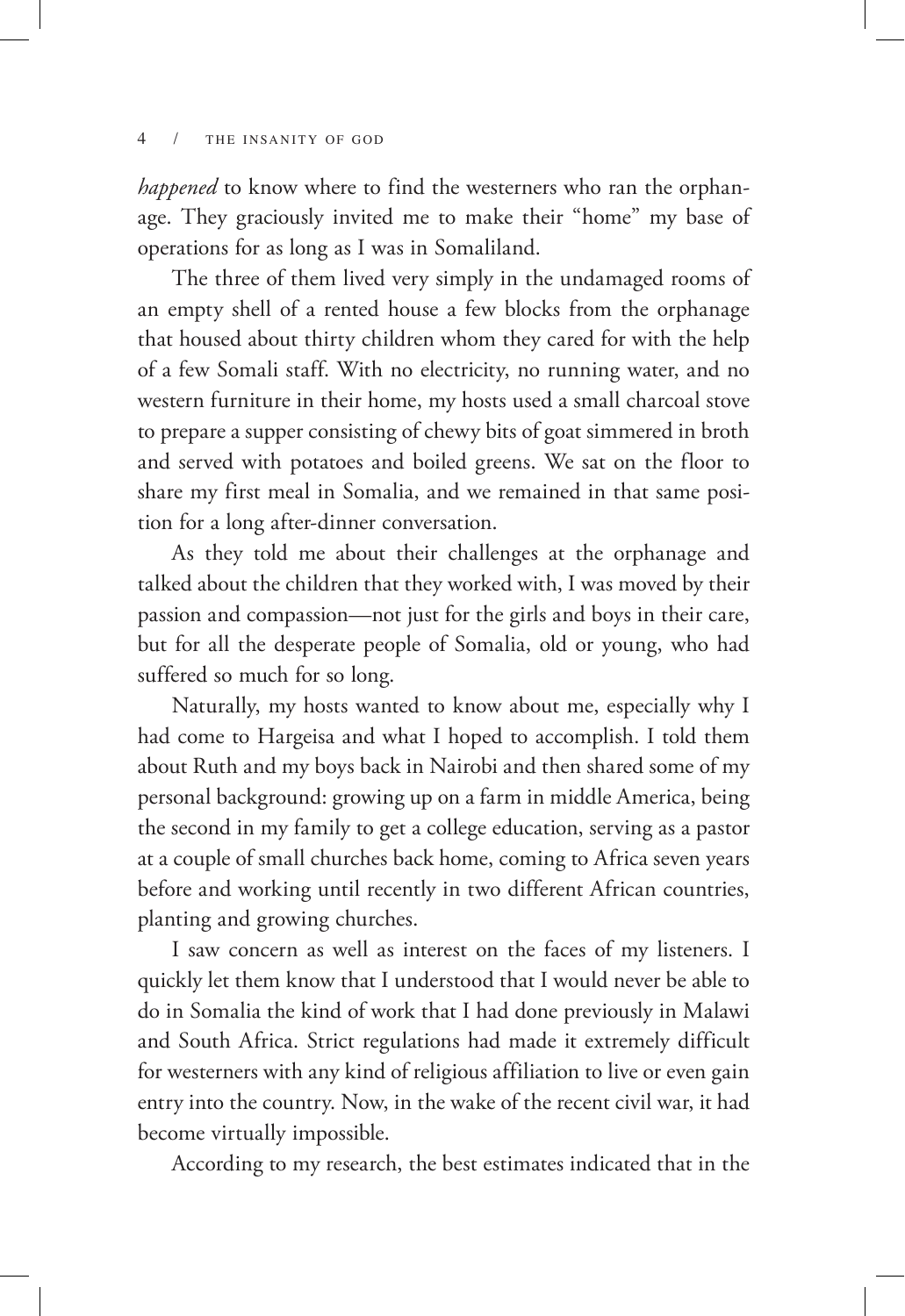*happened* to know where to find the westerners who ran the orphanage. They graciously invited me to make their "home" my base of operations for as long as I was in Somaliland.

The three of them lived very simply in the undamaged rooms of an empty shell of a rented house a few blocks from the orphanage that housed about thirty children whom they cared for with the help of a few Somali staff. With no electricity, no running water, and no western furniture in their home, my hosts used a small charcoal stove to prepare a supper consisting of chewy bits of goat simmered in broth and served with potatoes and boiled greens. We sat on the floor to share my first meal in Somalia, and we remained in that same position for a long after-dinner conversation.

As they told me about their challenges at the orphanage and talked about the children that they worked with, I was moved by their passion and compassion—not just for the girls and boys in their care, but for all the desperate people of Somalia, old or young, who had suffered so much for so long.

Naturally, my hosts wanted to know about me, especially why I had come to Hargeisa and what I hoped to accomplish. I told them about Ruth and my boys back in Nairobi and then shared some of my personal background: growing up on a farm in middle America, being the second in my family to get a college education, serving as a pastor at a couple of small churches back home, coming to Africa seven years before and working until recently in two different African countries, planting and growing churches.

I saw concern as well as interest on the faces of my listeners. I quickly let them know that I understood that I would never be able to do in Somalia the kind of work that I had done previously in Malawi and South Africa. Strict regulations had made it extremely difficult for westerners with any kind of religious affiliation to live or even gain entry into the country. Now, in the wake of the recent civil war, it had become virtually impossible.

According to my research, the best estimates indicated that in the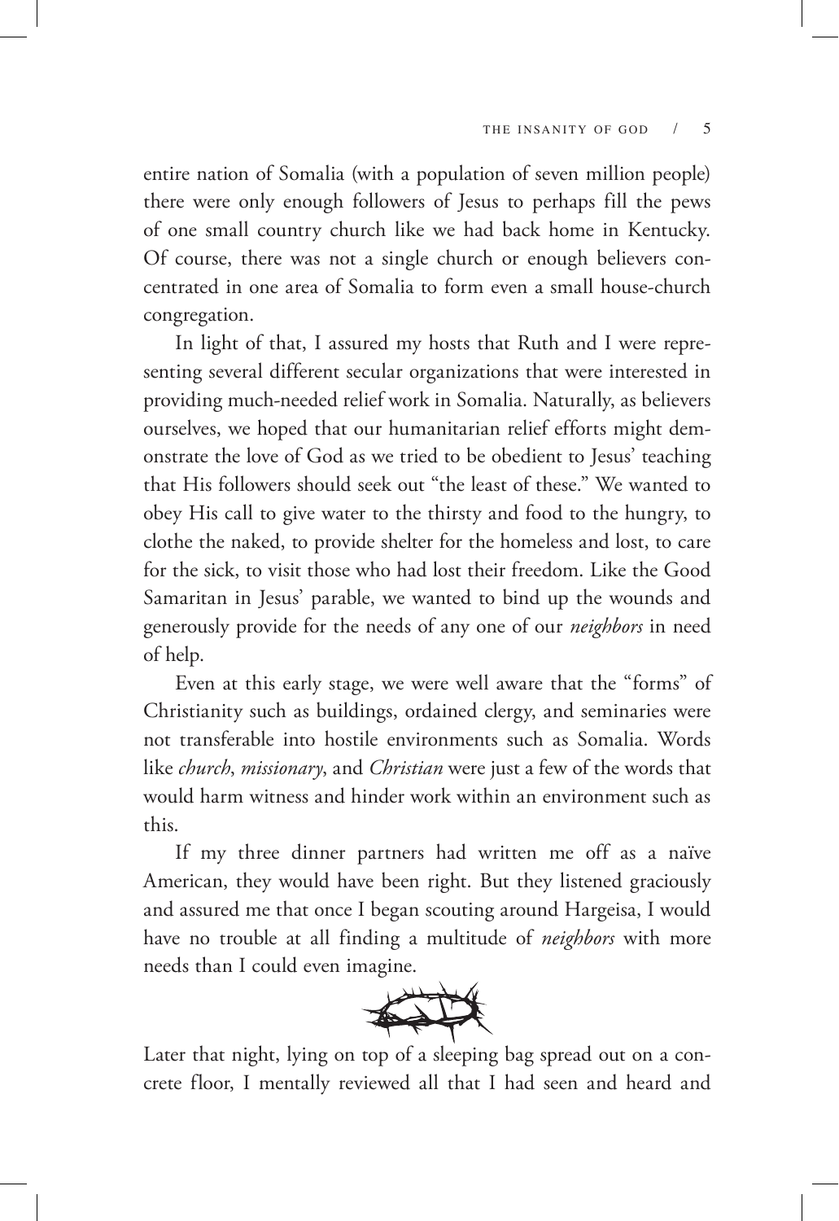entire nation of Somalia (with a population of seven million people) there were only enough followers of Jesus to perhaps fill the pews of one small country church like we had back home in Kentucky. Of course, there was not a single church or enough believers concentrated in one area of Somalia to form even a small house-church congregation.

In light of that, I assured my hosts that Ruth and I were representing several different secular organizations that were interested in providing much-needed relief work in Somalia. Naturally, as believers ourselves, we hoped that our humanitarian relief efforts might demonstrate the love of God as we tried to be obedient to Jesus' teaching that His followers should seek out "the least of these." We wanted to obey His call to give water to the thirsty and food to the hungry, to clothe the naked, to provide shelter for the homeless and lost, to care for the sick, to visit those who had lost their freedom. Like the Good Samaritan in Jesus' parable, we wanted to bind up the wounds and generously provide for the needs of any one of our *neighbors* in need of help.

Even at this early stage, we were well aware that the "forms" of Christianity such as buildings, ordained clergy, and seminaries were not transferable into hostile environments such as Somalia. Words like *church*, *missionary*, and *Christian* were just a few of the words that would harm witness and hinder work within an environment such as this.

If my three dinner partners had written me off as a naïve American, they would have been right. But they listened graciously and assured me that once I began scouting around Hargeisa, I would have no trouble at all finding a multitude of *neighbors* with more needs than I could even imagine.

Later that night, lying on top of a sleeping bag spread out on a concrete floor, I mentally reviewed all that I had seen and heard and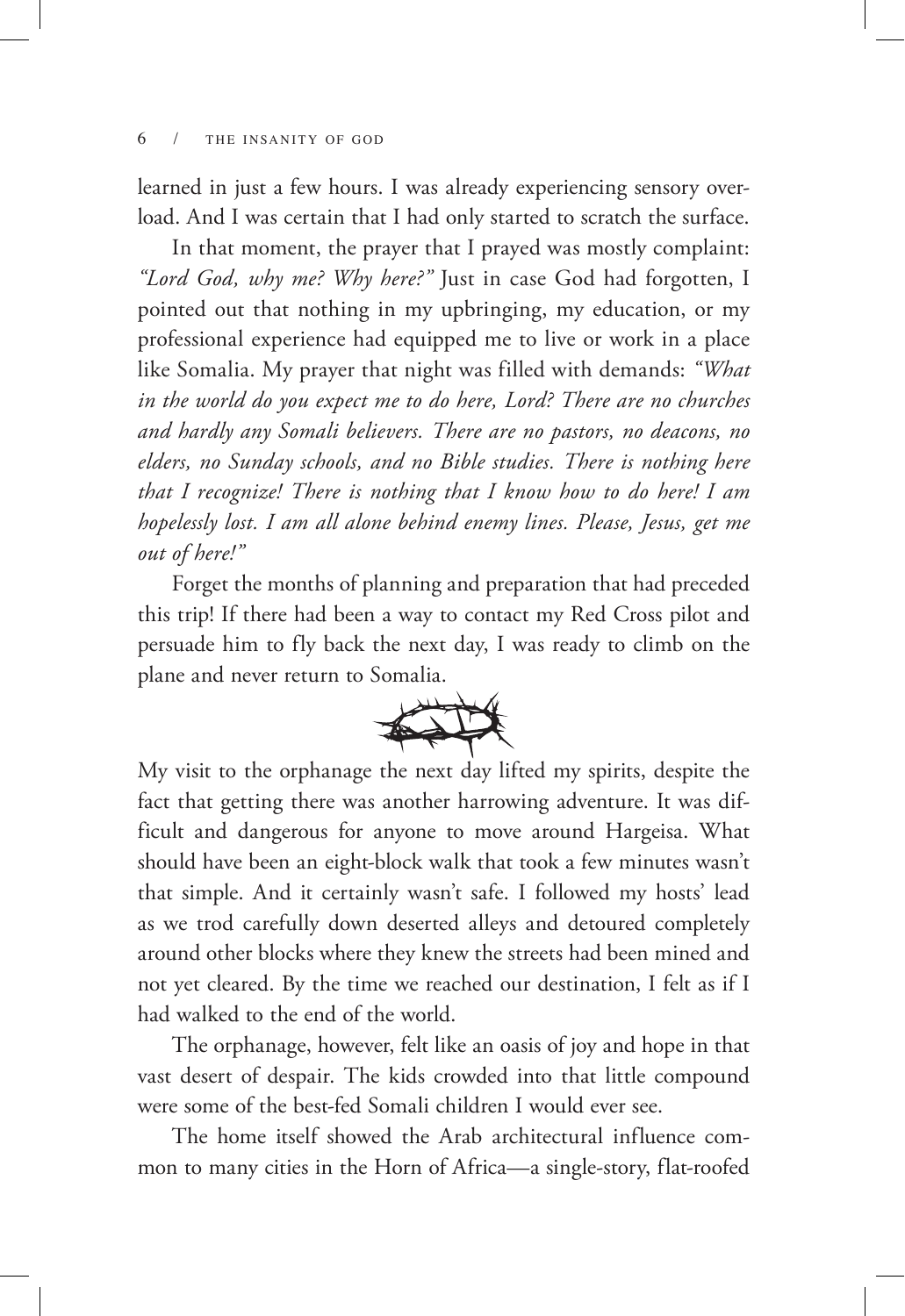learned in just a few hours. I was already experiencing sensory overload. And I was certain that I had only started to scratch the surface.

In that moment, the prayer that I prayed was mostly complaint: *"Lord God, why me? Why here?"* Just in case God had forgotten, I pointed out that nothing in my upbringing, my education, or my professional experience had equipped me to live or work in a place like Somalia. My prayer that night was filled with demands: *"What in the world do you expect me to do here, Lord? There are no churches and hardly any Somali believers. There are no pastors, no deacons, no elders, no Sunday schools, and no Bible studies. There is nothing here that I recognize! There is nothing that I know how to do here! I am hopelessly lost. I am all alone behind enemy lines. Please, Jesus, get me out of here!"*

Forget the months of planning and preparation that had preceded this trip! If there had been a way to contact my Red Cross pilot and persuade him to fly back the next day, I was ready to climb on the plane and never return to Somalia.

My visit to the orphanage the next day lifted my spirits, despite the fact that getting there was another harrowing adventure. It was difficult and dangerous for anyone to move around Hargeisa. What should have been an eight-block walk that took a few minutes wasn't that simple. And it certainly wasn't safe. I followed my hosts' lead as we trod carefully down deserted alleys and detoured completely around other blocks where they knew the streets had been mined and not yet cleared. By the time we reached our destination, I felt as if I had walked to the end of the world.

The orphanage, however, felt like an oasis of joy and hope in that vast desert of despair. The kids crowded into that little compound were some of the best-fed Somali children I would ever see.

The home itself showed the Arab architectural influence common to many cities in the Horn of Africa—a single-story, flat-roofed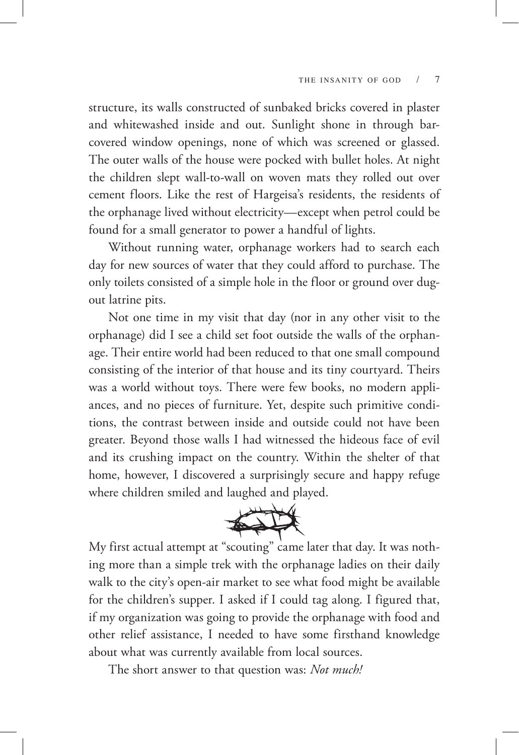structure, its walls constructed of sunbaked bricks covered in plaster and whitewashed inside and out. Sunlight shone in through bar-covered window openings, none of which was screened or glassed. The outer walls of the house were pocked with bullet holes. At night the children slept wall-to-wall on woven mats they rolled out over cement floors. Like the rest of Hargeisa's residents, the residents of the orphanage lived without electricity—except when petrol could be found for a small generator to power a handful of lights.

Without running water, orphanage workers had to search each day for new sources of water that they could afford to purchase. The only toilets consisted of a simple hole in the floor or ground over dug-out latrine pits.

Not one time in my visit that day (nor in any other visit to the orphanage) did I see a child set foot outside the walls of the orphanage. Their entire world had been reduced to that one small compound consisting of the interior of that house and its tiny courtyard. Theirs was a world without toys. There were few books, no modern appliances, and no pieces of furniture. Yet, despite such primitive conditions, the contrast between inside and outside could not have been greater. Beyond those walls I had witnessed the hideous face of evil and its crushing impact on the country. Within the shelter of that home, however, I discovered a surprisingly secure and happy refuge where children smiled and laughed and played.

My first actual attempt at "scouting" came later that day. It was nothing more than a simple trek with the orphanage ladies on their daily walk to the city's open-air market to see what food might be available for the children's supper. I asked if I could tag along. I figured that, if my organization was going to provide the orphanage with food and other relief assistance, I needed to have some firsthand knowledge about what was currently available from local sources.

The short answer to that question was: *Not much!*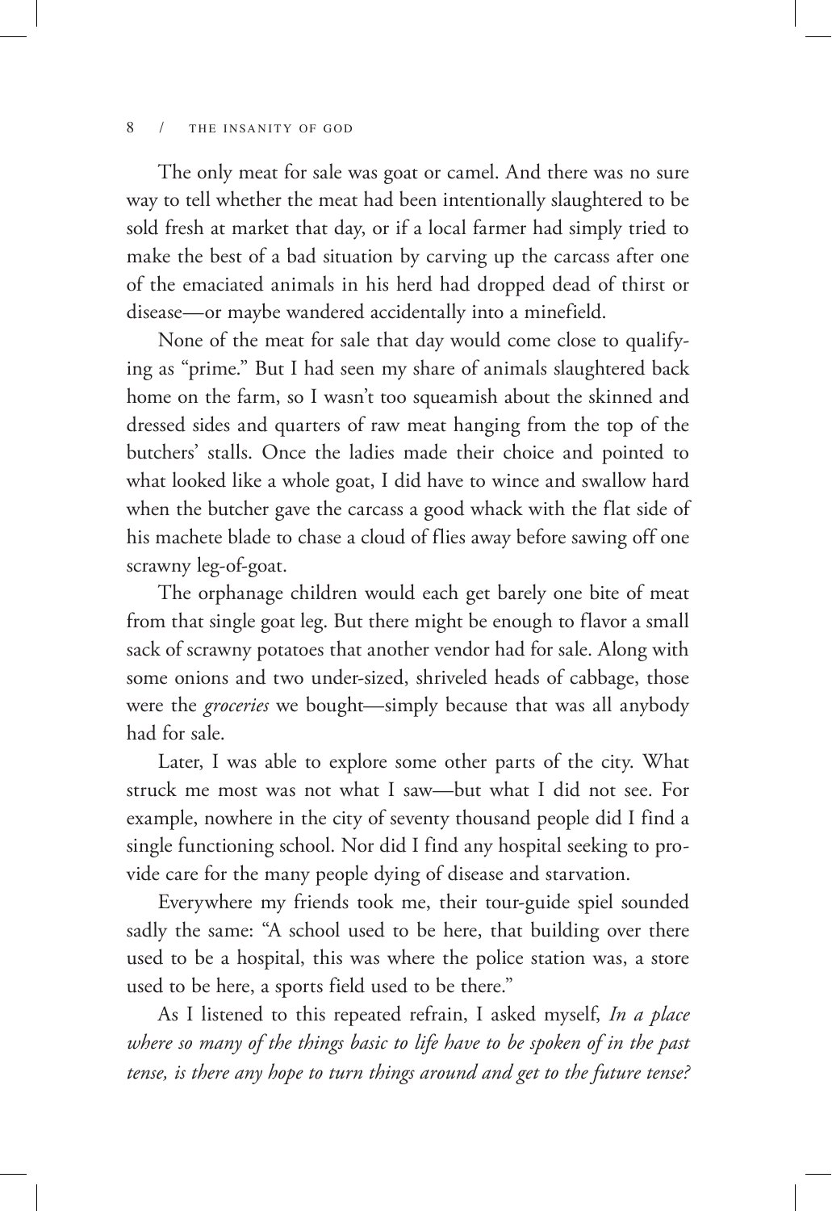The only meat for sale was goat or camel. And there was no sure way to tell whether the meat had been intentionally slaughtered to be sold fresh at market that day, or if a local farmer had simply tried to make the best of a bad situation by carving up the carcass after one of the emaciated animals in his herd had dropped dead of thirst or disease—or maybe wandered accidentally into a minefield.

None of the meat for sale that day would come close to qualifying as "prime." But I had seen my share of animals slaughtered back home on the farm, so I wasn't too squeamish about the skinned and dressed sides and quarters of raw meat hanging from the top of the butchers' stalls. Once the ladies made their choice and pointed to what looked like a whole goat, I did have to wince and swallow hard when the butcher gave the carcass a good whack with the flat side of his machete blade to chase a cloud of flies away before sawing off one scrawny leg-of-goat.

The orphanage children would each get barely one bite of meat from that single goat leg. But there might be enough to flavor a small sack of scrawny potatoes that another vendor had for sale. Along with some onions and two under-sized, shriveled heads of cabbage, those were the *groceries* we bought—simply because that was all anybody had for sale.

Later, I was able to explore some other parts of the city. What struck me most was not what I saw—but what I did not see. For example, nowhere in the city of seventy thousand people did I find a single functioning school. Nor did I find any hospital seeking to provide care for the many people dying of disease and starvation.

Everywhere my friends took me, their tour-guide spiel sounded sadly the same: "A school used to be here, that building over there used to be a hospital, this was where the police station was, a store used to be here, a sports field used to be there."

As I listened to this repeated refrain, I asked myself, *In a place where so many of the things basic to life have to be spoken of in the past tense, is there any hope to turn things around and get to the future tense?*